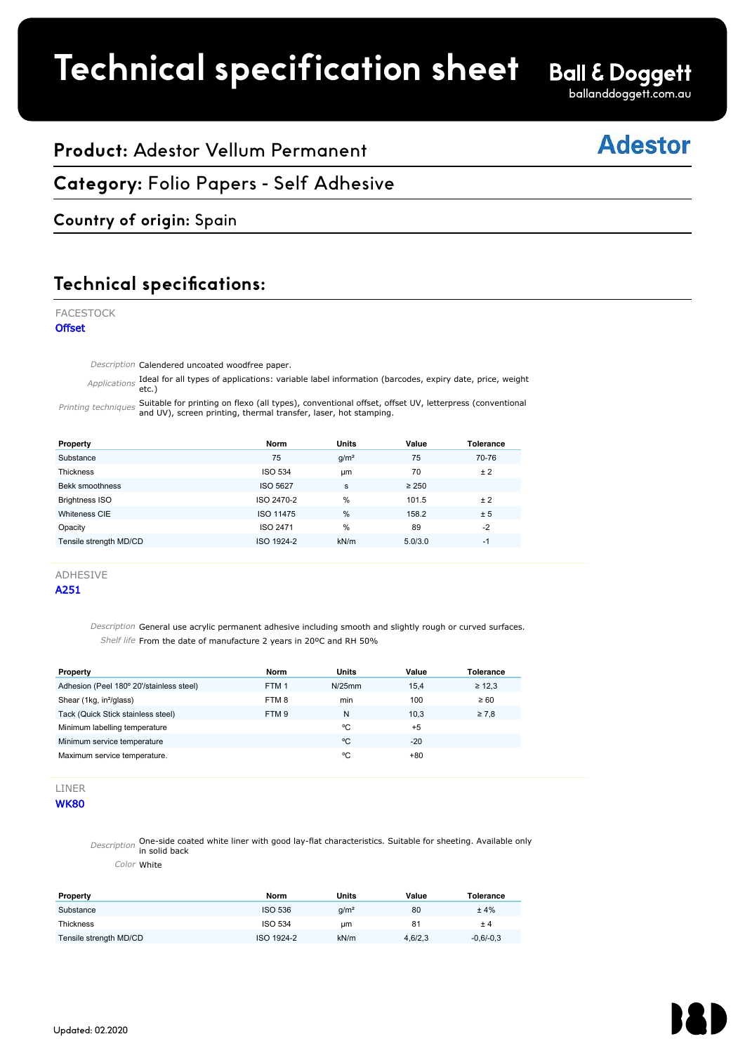# Technical specification sheet

**Ball & Doggett**
balland doggett.com.au

## Product: Adestor Vellum Permanent

**Adestor**

## Category: Folio Papers - Self Adhesive

### Country of origin: Spain

## Technical specifications:

FACESTOCK

**Offset**

*Description* Calendered uncoated woodfree paper.

*Applications* Ideal for all types of applications: variable label information (barcodes, expiry date, price, weight etc.)

*Printing techniques* Suitable for printing on flexo (all types), conventional offset, offset UV, letterpress (conventional and UV), screen printing, thermal transfer, laser, hot stamping.

| Property | Norm | Units | Value | Tolerance |
|---|---|---|---|---|
| Substance | 75 | g/m² | 75 | 70-76 |
| Thickness | ISO 534 | µm | 70 | ± 2 |
| Bekk smoothness | ISO 5627 | s | ≥ 250 | |
| Brightness ISO | ISO 2470-2 | % | 101.5 | ± 2 |
| Whiteness CIE | ISO 11475 | % | 158.2 | ± 5 |
| Opacity | ISO 2471 | % | 89 | -2 |
| Tensile strength MD/CD | ISO 1924-2 | kN/m | 5.0/3.0 | -1 |

ADHESIVE

**A251**

*Description* General use acrylic permanent adhesive including smooth and slightly rough or curved surfaces.

*Shelf life* From the date of manufacture 2 years in 20ºC and RH 50%

| Property | Norm | Units | Value | Tolerance |
|---|---|---|---|---|
| Adhesion (Peel 180º 20'/stainless steel) | FTM 1 | N/25mm | 15,4 | ≥ 12,3 |
| Shear (1kg, in²/glass) | FTM 8 | min | 100 | ≥ 60 |
| Tack (Quick Stick stainless steel) | FTM 9 | N | 10,3 | ≥ 7,8 |
| Minimum labelling temperature | | ºC | +5 | |
| Minimum service temperature | | ºC | -20 | |
| Maximum service temperature. | | ºC | +80 | |

LINER

**WK80**

*Description* One-side coated white liner with good lay-flat characteristics. Suitable for sheeting. Available only in solid back

*Color* White

| Property | Norm | Units | Value | Tolerance |
|---|---|---|---|---|
| Substance | ISO 536 | g/m² | 80 | ± 4% |
| Thickness | ISO 534 | µm | 81 | ± 4 |
| Tensile strength MD/CD | ISO 1924-2 | kN/m | 4,6/2,3 | -0,6/-0,3 |

Updated: 02.2020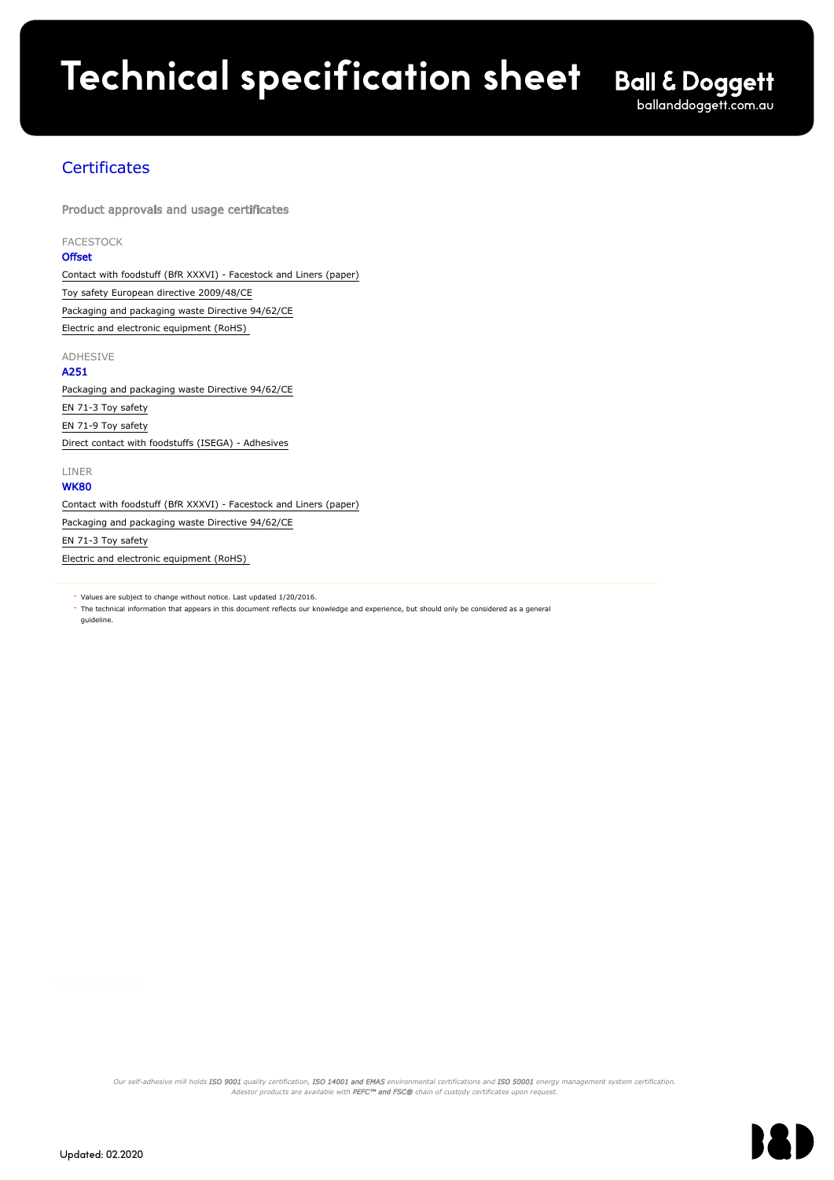## Certificates

### Product approvals and usage certificates

FACESTOCK

**Offset**

Contact with foodstuff (BfR XXXVI) - Facestock and Liners (paper)

Toy safety European directive 2009/48/CE

Packaging and packaging waste Directive 94/62/CE

Electric and electronic equipment (RoHS)

ADHESIVE

**A251**

Packaging and packaging waste Directive 94/62/CE

EN 71-3 Toy safety

EN 71-9 Toy safety

Direct contact with foodstuffs (ISEGA) - Adhesives

LINER

**WK80**

Contact with foodstuff (BfR XXXVI) - Facestock and Liners (paper)

Packaging and packaging waste Directive 94/62/CE

EN 71-3 Toy safety

Electric and electronic equipment (RoHS)

- Values are subject to change without notice. Last updated 1/20/2016.
- The technical information that appears in this document reflects our knowledge and experience, but should only be considered as a general guideline.

*Our self-adhesive mill holds **ISO 9001** quality certification, **ISO 14001 and EMAS** environmental certifications and **ISO 50001** energy management system certification. Adestor products are available with **PEFC™ and FSC®** chain of custody certificates upon request.*

Updated: 02.2020